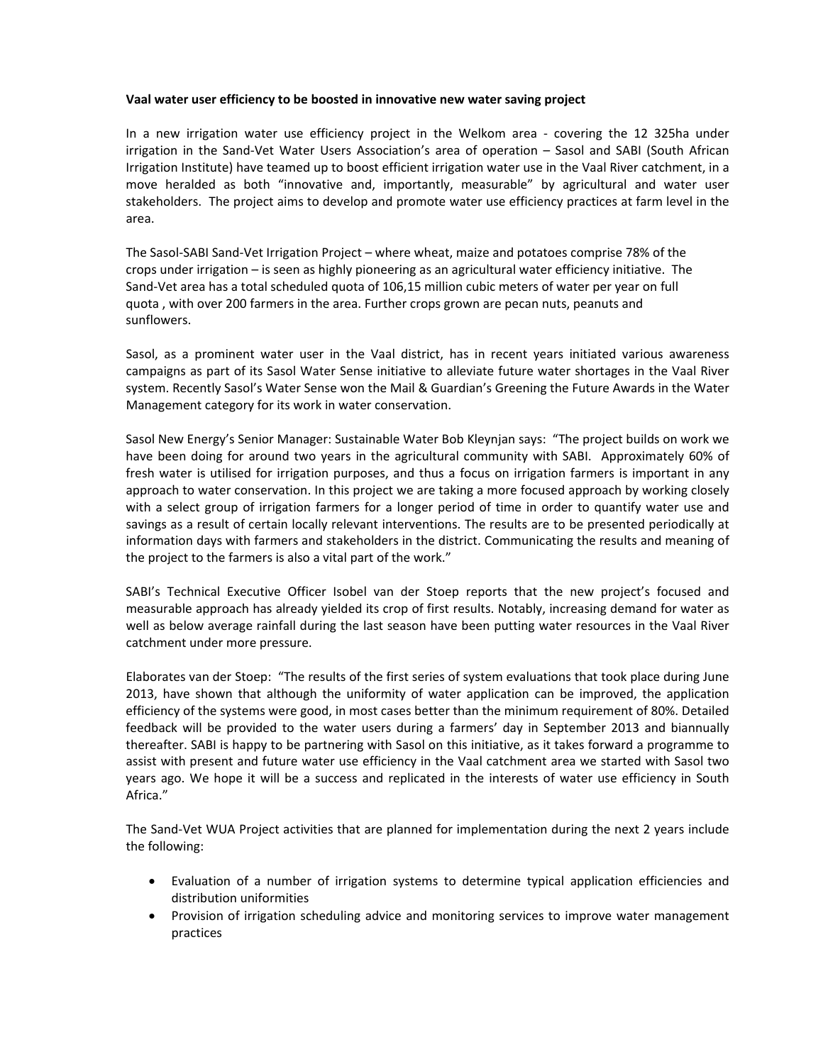**Vaal water user efficiency to be boosted in innovative new water saving project**

In a new irrigation water use efficiency project in the Welkom area - covering the 12 325ha under irrigation in the Sand-Vet Water Users Association's area of operation – Sasol and SABI (South African Irrigation Institute) have teamed up to boost efficient irrigation water use in the Vaal River catchment, in a move heralded as both "innovative and, importantly, measurable" by agricultural and water user stakeholders. The project aims to develop and promote water use efficiency practices at farm level in the area.

The Sasol-SABI Sand-Vet Irrigation Project – where wheat, maize and potatoes comprise 78% of the crops under irrigation – is seen as highly pioneering as an agricultural water efficiency initiative. The Sand-Vet area has a total scheduled quota of 106,15 million cubic meters of water per year on full quota , with over 200 farmers in the area. Further crops grown are pecan nuts, peanuts and sunflowers.

Sasol, as a prominent water user in the Vaal district, has in recent years initiated various awareness campaigns as part of its Sasol Water Sense initiative to alleviate future water shortages in the Vaal River system. Recently Sasol's Water Sense won the Mail & Guardian's Greening the Future Awards in the Water Management category for its work in water conservation.

Sasol New Energy's Senior Manager: Sustainable Water Bob Kleynjan says: "The project builds on work we have been doing for around two years in the agricultural community with SABI. Approximately 60% of fresh water is utilised for irrigation purposes, and thus a focus on irrigation farmers is important in any approach to water conservation. In this project we are taking a more focused approach by working closely with a select group of irrigation farmers for a longer period of time in order to quantify water use and savings as a result of certain locally relevant interventions. The results are to be presented periodically at information days with farmers and stakeholders in the district. Communicating the results and meaning of the project to the farmers is also a vital part of the work."

SABI's Technical Executive Officer Isobel van der Stoep reports that the new project's focused and measurable approach has already yielded its crop of first results. Notably, increasing demand for water as well as below average rainfall during the last season have been putting water resources in the Vaal River catchment under more pressure.

Elaborates van der Stoep: "The results of the first series of system evaluations that took place during June 2013, have shown that although the uniformity of water application can be improved, the application efficiency of the systems were good, in most cases better than the minimum requirement of 80%. Detailed feedback will be provided to the water users during a farmers' day in September 2013 and biannually thereafter. SABI is happy to be partnering with Sasol on this initiative, as it takes forward a programme to assist with present and future water use efficiency in the Vaal catchment area we started with Sasol two years ago. We hope it will be a success and replicated in the interests of water use efficiency in South Africa."

The Sand-Vet WUA Project activities that are planned for implementation during the next 2 years include the following:

- Evaluation of a number of irrigation systems to determine typical application efficiencies and distribution uniformities
- Provision of irrigation scheduling advice and monitoring services to improve water management practices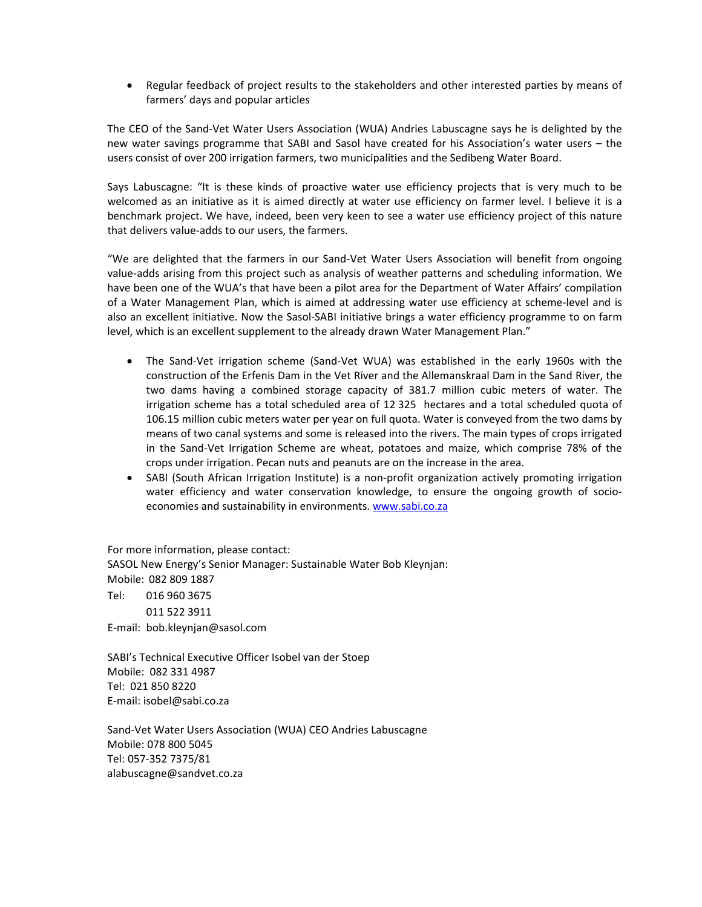- Regular feedback of project results to the stakeholders and other interested parties by means of farmers' days and popular articles

The CEO of the Sand-Vet Water Users Association (WUA) Andries Labuscagne says he is delighted by the new water savings programme that SABI and Sasol have created for his Association's water users – the users consist of over 200 irrigation farmers, two municipalities and the Sedibeng Water Board.

Says Labuscagne: "It is these kinds of proactive water use efficiency projects that is very much to be welcomed as an initiative as it is aimed directly at water use efficiency on farmer level. I believe it is a benchmark project. We have, indeed, been very keen to see a water use efficiency project of this nature that delivers value-adds to our users, the farmers.

"We are delighted that the farmers in our Sand-Vet Water Users Association will benefit from ongoing value-adds arising from this project such as analysis of weather patterns and scheduling information. We have been one of the WUA's that have been a pilot area for the Department of Water Affairs' compilation of a Water Management Plan, which is aimed at addressing water use efficiency at scheme-level and is also an excellent initiative. Now the Sasol-SABI initiative brings a water efficiency programme to on farm level, which is an excellent supplement to the already drawn Water Management Plan."

- The Sand-Vet irrigation scheme (Sand-Vet WUA) was established in the early 1960s with the construction of the Erfenis Dam in the Vet River and the Allemanskraal Dam in the Sand River, the two dams having a combined storage capacity of 381.7 million cubic meters of water. The irrigation scheme has a total scheduled area of 12 325 hectares and a total scheduled quota of 106.15 million cubic meters water per year on full quota. Water is conveyed from the two dams by means of two canal systems and some is released into the rivers. The main types of crops irrigated in the Sand-Vet Irrigation Scheme are wheat, potatoes and maize, which comprise 78% of the crops under irrigation. Pecan nuts and peanuts are on the increase in the area.
- SABI (South African Irrigation Institute) is a non-profit organization actively promoting irrigation water efficiency and water conservation knowledge, to ensure the ongoing growth of socio-economies and sustainability in environments. www.sabi.co.za

For more information, please contact:
SASOL New Energy's Senior Manager: Sustainable Water Bob Kleynjan:
Mobile: 082 809 1887
Tel: 016 960 3675
011 522 3911
E-mail: bob.kleynjan@sasol.com

SABI's Technical Executive Officer Isobel van der Stoep
Mobile: 082 331 4987
Tel: 021 850 8220
E-mail: isobel@sabi.co.za

Sand-Vet Water Users Association (WUA) CEO Andries Labuscagne
Mobile: 078 800 5045
Tel: 057-352 7375/81
alabuscagne@sandvet.co.za